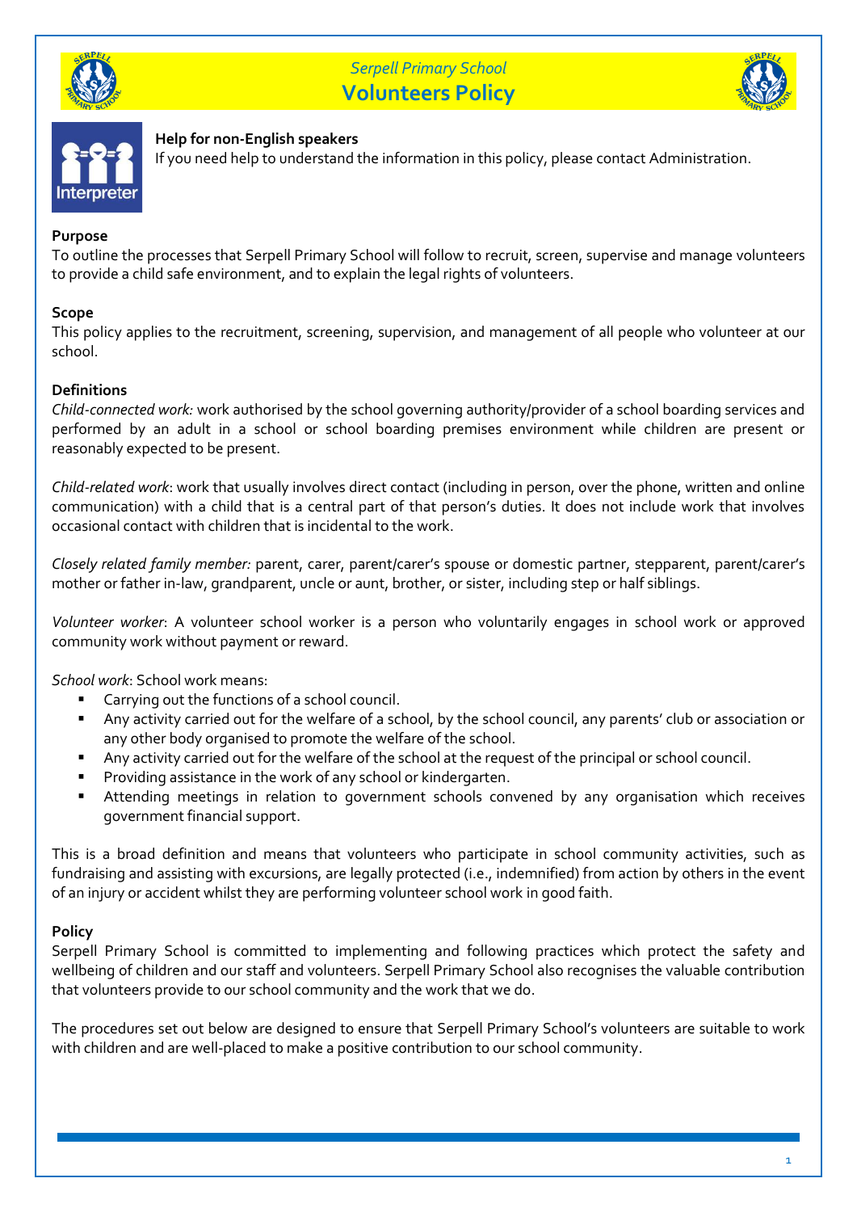*Serpell Primary School*

# Volunteers Policy

**Help for non-English speakers**
If you need help to understand the information in this policy, please contact Administration.

## Purpose

To outline the processes that Serpell Primary School will follow to recruit, screen, supervise and manage volunteers to provide a child safe environment, and to explain the legal rights of volunteers.

## Scope

This policy applies to the recruitment, screening, supervision, and management of all people who volunteer at our school.

## Definitions

*Child-connected work:* work authorised by the school governing authority/provider of a school boarding services and performed by an adult in a school or school boarding premises environment while children are present or reasonably expected to be present.

*Child-related work*: work that usually involves direct contact (including in person, over the phone, written and online communication) with a child that is a central part of that person's duties. It does not include work that involves occasional contact with children that is incidental to the work.

*Closely related family member:* parent, carer, parent/carer's spouse or domestic partner, stepparent, parent/carer's mother or father in-law, grandparent, uncle or aunt, brother, or sister, including step or half siblings.

*Volunteer worker*: A volunteer school worker is a person who voluntarily engages in school work or approved community work without payment or reward.

*School work*: School work means:

- Carrying out the functions of a school council.
- Any activity carried out for the welfare of a school, by the school council, any parents' club or association or any other body organised to promote the welfare of the school.
- Any activity carried out for the welfare of the school at the request of the principal or school council.
- Providing assistance in the work of any school or kindergarten.
- Attending meetings in relation to government schools convened by any organisation which receives government financial support.

This is a broad definition and means that volunteers who participate in school community activities, such as fundraising and assisting with excursions, are legally protected (i.e., indemnified) from action by others in the event of an injury or accident whilst they are performing volunteer school work in good faith.

## Policy

Serpell Primary School is committed to implementing and following practices which protect the safety and wellbeing of children and our staff and volunteers. Serpell Primary School also recognises the valuable contribution that volunteers provide to our school community and the work that we do.

The procedures set out below are designed to ensure that Serpell Primary School's volunteers are suitable to work with children and are well-placed to make a positive contribution to our school community.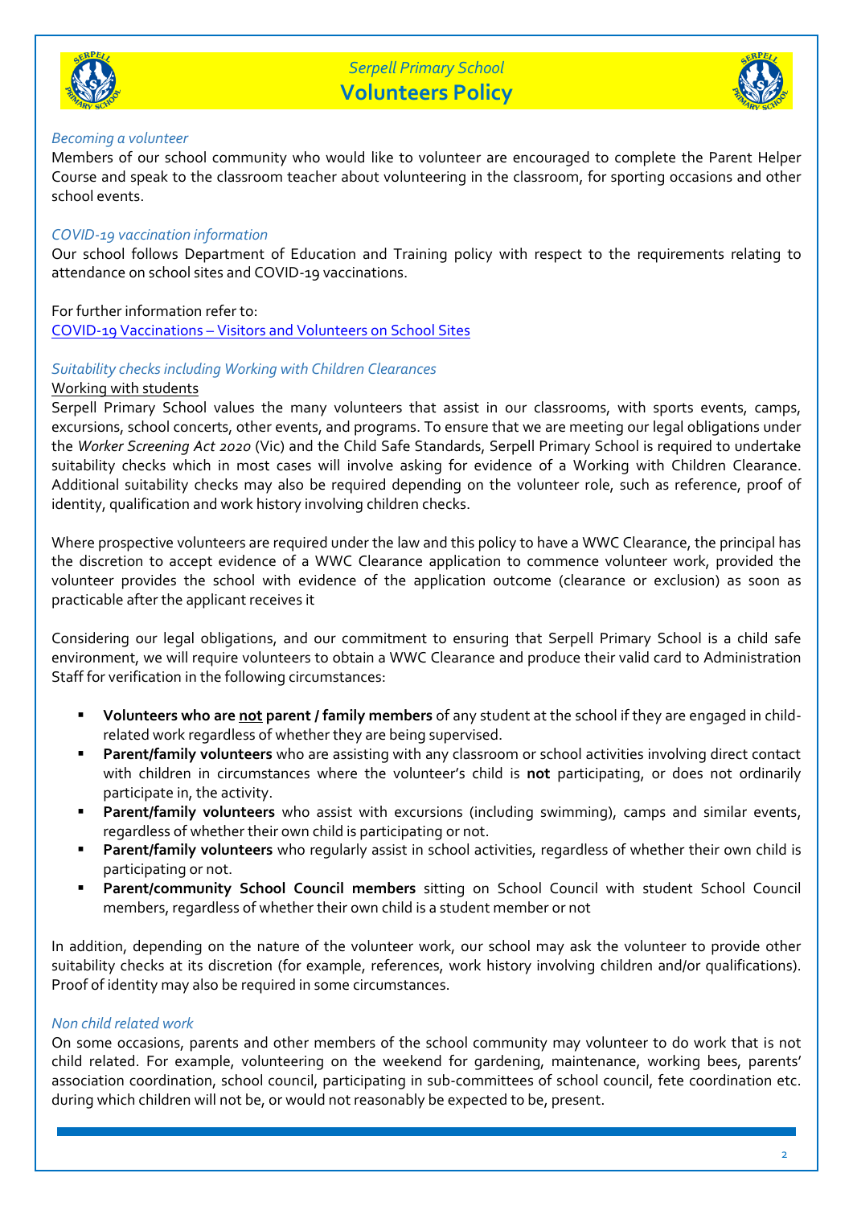*Becoming a volunteer*

Members of our school community who would like to volunteer are encouraged to complete the Parent Helper Course and speak to the classroom teacher about volunteering in the classroom, for sporting occasions and other school events.

*COVID-19 vaccination information*

Our school follows Department of Education and Training policy with respect to the requirements relating to attendance on school sites and COVID-19 vaccinations.

For further information refer to:
[COVID-19 Vaccinations – Visitors and Volunteers on School Sites]()

*Suitability checks including Working with Children Clearances*

<u>Working with students</u>

Serpell Primary School values the many volunteers that assist in our classrooms, with sports events, camps, excursions, school concerts, other events, and programs. To ensure that we are meeting our legal obligations under the *Worker Screening Act 2020* (Vic) and the Child Safe Standards, Serpell Primary School is required to undertake suitability checks which in most cases will involve asking for evidence of a Working with Children Clearance. Additional suitability checks may also be required depending on the volunteer role, such as reference, proof of identity, qualification and work history involving children checks.

Where prospective volunteers are required under the law and this policy to have a WWC Clearance, the principal has the discretion to accept evidence of a WWC Clearance application to commence volunteer work, provided the volunteer provides the school with evidence of the application outcome (clearance or exclusion) as soon as practicable after the applicant receives it

Considering our legal obligations, and our commitment to ensuring that Serpell Primary School is a child safe environment, we will require volunteers to obtain a WWC Clearance and produce their valid card to Administration Staff for verification in the following circumstances:

- **Volunteers who are <u>not</u> parent / family members** of any student at the school if they are engaged in child-related work regardless of whether they are being supervised.
- **Parent/family volunteers** who are assisting with any classroom or school activities involving direct contact with children in circumstances where the volunteer's child is **not** participating, or does not ordinarily participate in, the activity.
- **Parent/family volunteers** who assist with excursions (including swimming), camps and similar events, regardless of whether their own child is participating or not.
- **Parent/family volunteers** who regularly assist in school activities, regardless of whether their own child is participating or not.
- **Parent/community School Council members** sitting on School Council with student School Council members, regardless of whether their own child is a student member or not

In addition, depending on the nature of the volunteer work, our school may ask the volunteer to provide other suitability checks at its discretion (for example, references, work history involving children and/or qualifications). Proof of identity may also be required in some circumstances.

*Non child related work*

On some occasions, parents and other members of the school community may volunteer to do work that is not child related. For example, volunteering on the weekend for gardening, maintenance, working bees, parents' association coordination, school council, participating in sub-committees of school council, fete coordination etc. during which children will not be, or would not reasonably be expected to be, present.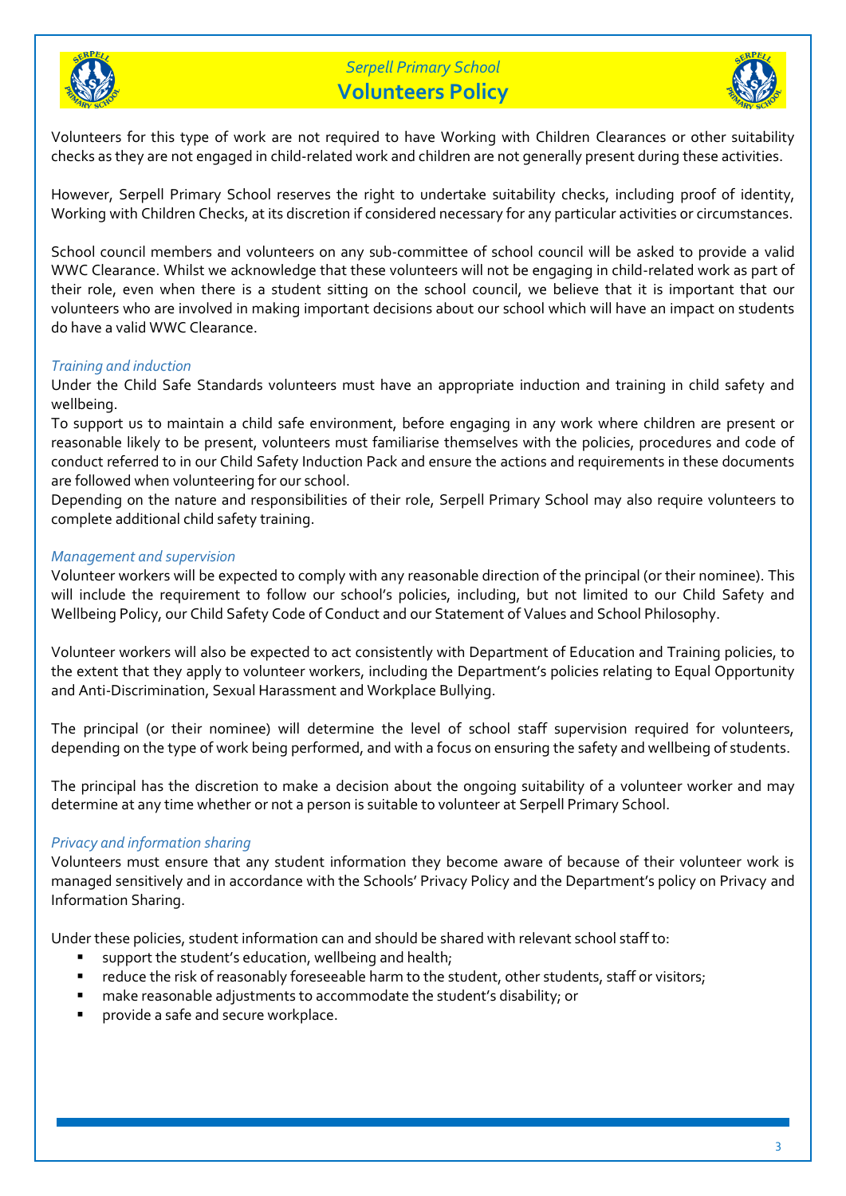Volunteers for this type of work are not required to have Working with Children Clearances or other suitability checks as they are not engaged in child-related work and children are not generally present during these activities.

However, Serpell Primary School reserves the right to undertake suitability checks, including proof of identity, Working with Children Checks, at its discretion if considered necessary for any particular activities or circumstances.

School council members and volunteers on any sub-committee of school council will be asked to provide a valid WWC Clearance. Whilst we acknowledge that these volunteers will not be engaging in child-related work as part of their role, even when there is a student sitting on the school council, we believe that it is important that our volunteers who are involved in making important decisions about our school which will have an impact on students do have a valid WWC Clearance.

*Training and induction*

Under the Child Safe Standards volunteers must have an appropriate induction and training in child safety and wellbeing.

To support us to maintain a child safe environment, before engaging in any work where children are present or reasonable likely to be present, volunteers must familiarise themselves with the policies, procedures and code of conduct referred to in our Child Safety Induction Pack and ensure the actions and requirements in these documents are followed when volunteering for our school.

Depending on the nature and responsibilities of their role, Serpell Primary School may also require volunteers to complete additional child safety training.

*Management and supervision*

Volunteer workers will be expected to comply with any reasonable direction of the principal (or their nominee). This will include the requirement to follow our school's policies, including, but not limited to our Child Safety and Wellbeing Policy, our Child Safety Code of Conduct and our Statement of Values and School Philosophy.

Volunteer workers will also be expected to act consistently with Department of Education and Training policies, to the extent that they apply to volunteer workers, including the Department's policies relating to Equal Opportunity and Anti-Discrimination, Sexual Harassment and Workplace Bullying.

The principal (or their nominee) will determine the level of school staff supervision required for volunteers, depending on the type of work being performed, and with a focus on ensuring the safety and wellbeing of students.

The principal has the discretion to make a decision about the ongoing suitability of a volunteer worker and may determine at any time whether or not a person is suitable to volunteer at Serpell Primary School.

*Privacy and information sharing*

Volunteers must ensure that any student information they become aware of because of their volunteer work is managed sensitively and in accordance with the Schools' Privacy Policy and the Department's policy on Privacy and Information Sharing.

Under these policies, student information can and should be shared with relevant school staff to:

- support the student's education, wellbeing and health;
- reduce the risk of reasonably foreseeable harm to the student, other students, staff or visitors;
- make reasonable adjustments to accommodate the student's disability; or
- provide a safe and secure workplace.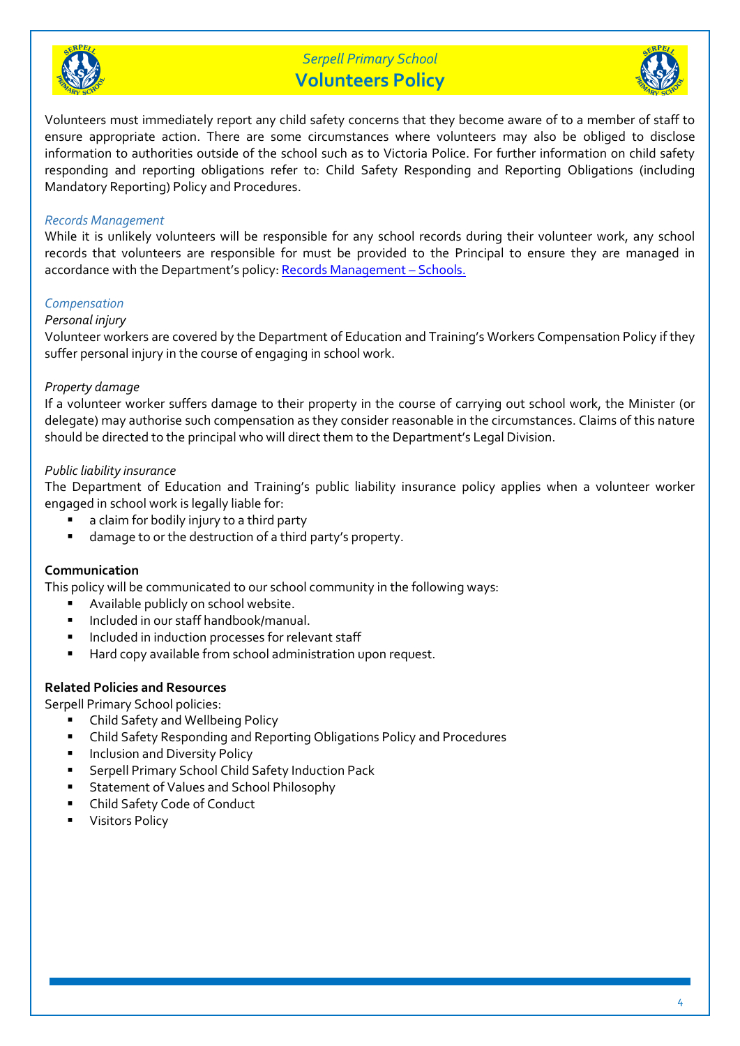Volunteers must immediately report any child safety concerns that they become aware of to a member of staff to ensure appropriate action. There are some circumstances where volunteers may also be obliged to disclose information to authorities outside of the school such as to Victoria Police. For further information on child safety responding and reporting obligations refer to: Child Safety Responding and Reporting Obligations (including Mandatory Reporting) Policy and Procedures.

*Records Management*

While it is unlikely volunteers will be responsible for any school records during their volunteer work, any school records that volunteers are responsible for must be provided to the Principal to ensure they are managed in accordance with the Department's policy: [Records Management – Schools.]()

*Compensation*

*Personal injury*

Volunteer workers are covered by the Department of Education and Training's Workers Compensation Policy if they suffer personal injury in the course of engaging in school work.

*Property damage*

If a volunteer worker suffers damage to their property in the course of carrying out school work, the Minister (or delegate) may authorise such compensation as they consider reasonable in the circumstances. Claims of this nature should be directed to the principal who will direct them to the Department's Legal Division.

*Public liability insurance*

The Department of Education and Training's public liability insurance policy applies when a volunteer worker engaged in school work is legally liable for:

- a claim for bodily injury to a third party
- damage to or the destruction of a third party's property.

**Communication**

This policy will be communicated to our school community in the following ways:

- Available publicly on school website.
- Included in our staff handbook/manual.
- Included in induction processes for relevant staff
- Hard copy available from school administration upon request.

**Related Policies and Resources**

Serpell Primary School policies:

- Child Safety and Wellbeing Policy
- Child Safety Responding and Reporting Obligations Policy and Procedures
- Inclusion and Diversity Policy
- Serpell Primary School Child Safety Induction Pack
- Statement of Values and School Philosophy
- Child Safety Code of Conduct
- Visitors Policy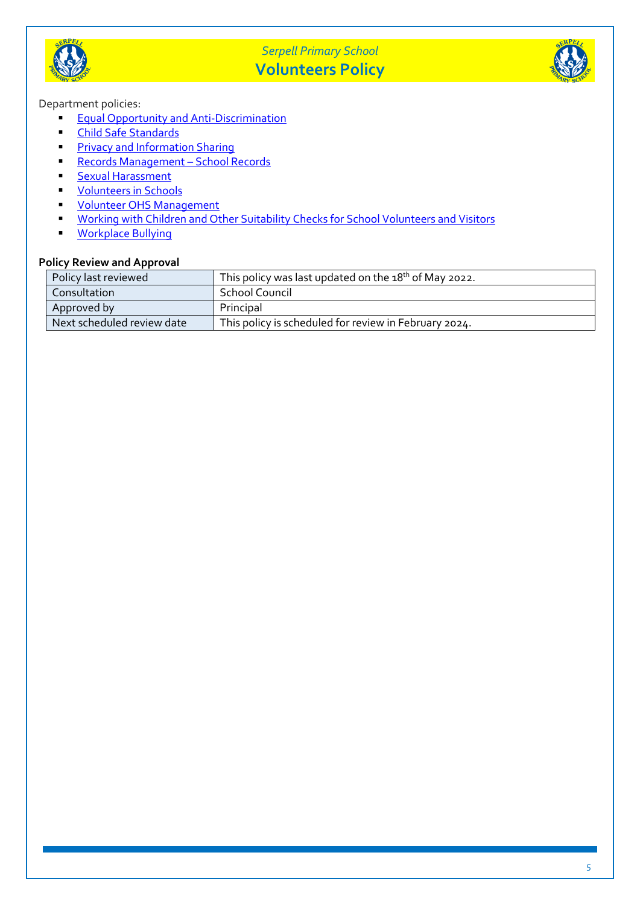Department policies:

- Equal Opportunity and Anti-Discrimination
- Child Safe Standards
- Privacy and Information Sharing
- Records Management – School Records
- Sexual Harassment
- Volunteers in Schools
- Volunteer OHS Management
- Working with Children and Other Suitability Checks for School Volunteers and Visitors
- Workplace Bullying

**Policy Review and Approval**

| | |
|---|---|
| Policy last reviewed | This policy was last updated on the 18th of May 2022. |
| Consultation | School Council |
| Approved by | Principal |
| Next scheduled review date | This policy is scheduled for review in February 2024. |